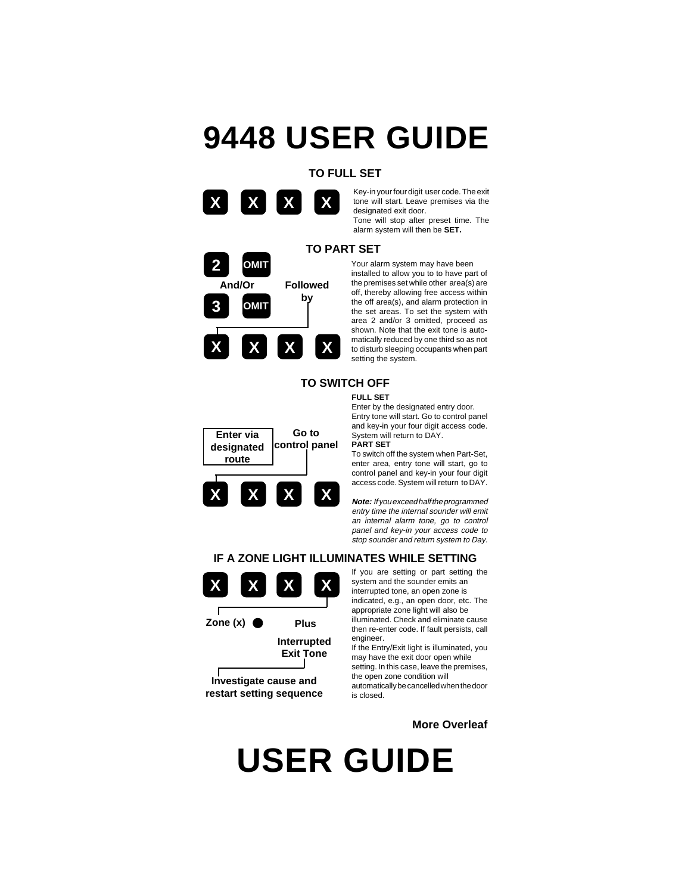# 9448 USER GUIDE

## TO FULL SET

X X X X

Key-in your four digit user code. The exit tone will start. Leave premises via the designated exit door.
Tone will stop after preset time. The alarm system will then be **SET.**

## TO PART SET

2 OMIT
And/Or
3 OMIT
Followed by
X X X X

Your alarm system may have been installed to allow you to to have part of the premises set while other area(s) are off, thereby allowing free access within the off area(s), and alarm protection in the set areas. To set the system with area 2 and/or 3 omitted, proceed as shown. Note that the exit tone is automatically reduced by one third so as not to disturb sleeping occupants when part setting the system.

## TO SWITCH OFF

Enter via designated route
Go to control panel
X X X X

**FULL SET**
Enter by the designated entry door. Entry tone will start. Go to control panel and key-in your four digit access code. System will return to DAY.

**PART SET**
To switch off the system when Part-Set, enter area, entry tone will start, go to control panel and key-in your four digit access code. System will return to DAY.

***Note:*** *If you exceed half the programmed entry time the internal sounder will emit an internal alarm tone, go to control panel and key-in your access code to stop sounder and return system to Day.*

## IF A ZONE LIGHT ILLUMINATES WHILE SETTING

X X X X
Zone (x) ● Plus Interrupted Exit Tone
Investigate cause and restart setting sequence

If you are setting or part setting the system and the sounder emits an interrupted tone, an open zone is indicated, e.g., an open door, etc. The appropriate zone light will also be illuminated. Check and eliminate cause then re-enter code. If fault persists, call engineer.
If the Entry/Exit light is illuminated, you may have the exit door open while setting. In this case, leave the premises, the open zone condition will automatically be cancelled when the door is closed.

**More Overleaf**

# USER GUIDE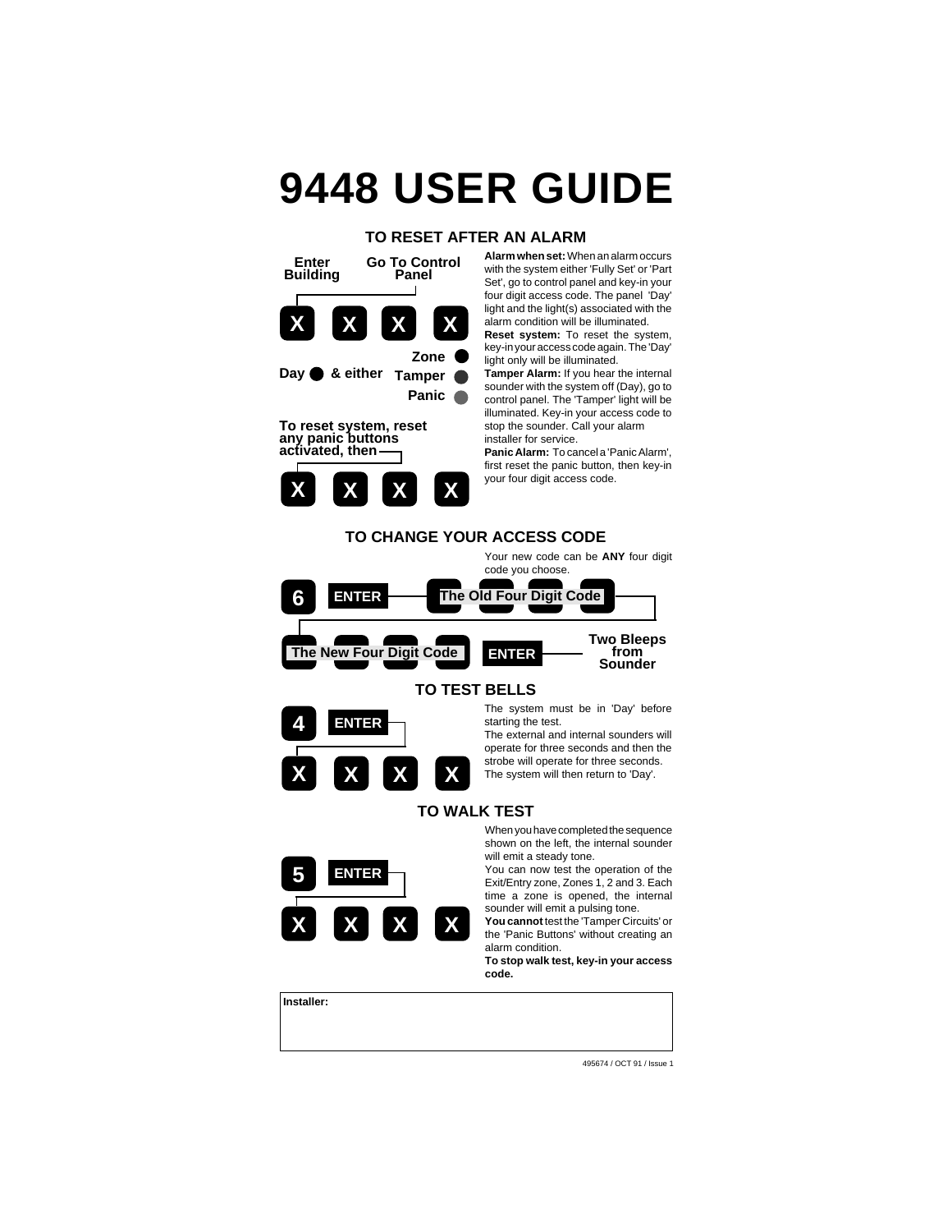# 9448 USER GUIDE

## TO RESET AFTER AN ALARM

Enter Building

Go To Control Panel

X X X X

Day & either Zone / Tamper / Panic

To reset system, reset any panic buttons activated, then

X X X X

**Alarm when set:** When an alarm occurs with the system either 'Fully Set' or 'Part Set', go to control panel and key-in your four digit access code. The panel 'Day' light and the light(s) associated with the alarm condition will be illuminated.

**Reset system:** To reset the system, key-in your access code again. The 'Day' light only will be illuminated.

**Tamper Alarm:** If you hear the internal sounder with the system off (Day), go to control panel. The 'Tamper' light will be illuminated. Key-in your access code to stop the sounder. Call your alarm installer for service.

**Panic Alarm:** To cancel a 'Panic Alarm', first reset the panic button, then key-in your four digit access code.

## TO CHANGE YOUR ACCESS CODE

Your new code can be **ANY** four digit code you choose.

6 ENTER The Old Four Digit Code

The New Four Digit Code ENTER Two Bleeps from Sounder

## TO TEST BELLS

4 ENTER

X X X X

The system must be in 'Day' before starting the test.

The external and internal sounders will operate for three seconds and then the strobe will operate for three seconds. The system will then return to 'Day'.

## TO WALK TEST

5 ENTER

X X X X

When you have completed the sequence shown on the left, the internal sounder will emit a steady tone.

You can now test the operation of the Exit/Entry zone, Zones 1, 2 and 3. Each time a zone is opened, the internal sounder will emit a pulsing tone.

**You cannot** test the 'Tamper Circuits' or the 'Panic Buttons' without creating an alarm condition.

**To stop walk test, key-in your access code.**

**Installer:**

495674 / OCT 91 / Issue 1